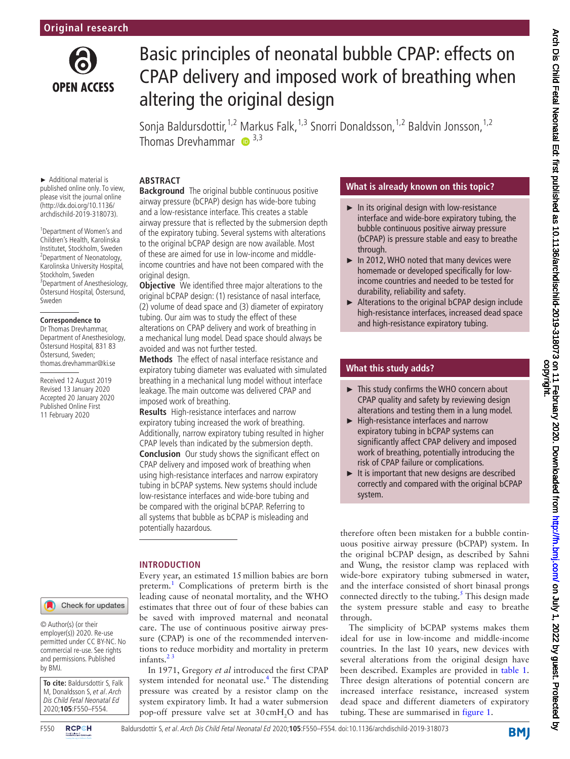Original research

# Basic principles of neonatal bubble CPAP: effects on CPAP delivery and imposed work of breathing when altering the original design

Sonja Baldursdottir,[1,2] Markus Falk,[1,3] Snorri Donaldsson,[1,2] Baldvin Jonsson,[1,2] Thomas Drevhammar[3,3]

► Additional material is published online only. To view, please visit the journal online (http://dx.doi.org/10.1136/archdischild-2019-318073).

[1]Department of Women's and Children's Health, Karolinska Institutet, Stockholm, Sweden
[2]Department of Neonatology, Karolinska University Hospital, Stockholm, Sweden
[3]Department of Anesthesiology, Östersund Hospital, Östersund, Sweden

**Correspondence to**
Dr Thomas Drevhammar, Department of Anesthesiology, Östersund Hospital, 831 83 Östersund, Sweden; thomas.drevhammar@ki.se

Received 12 August 2019
Revised 13 January 2020
Accepted 20 January 2020
Published Online First 11 February 2020

© Author(s) (or their employer(s)) 2020. Re-use permitted under CC BY-NC. No commercial re-use. See rights and permissions. Published by BMJ.

**To cite:** Baldursdottir S, Falk M, Donaldsson S, *et al*. *Arch Dis Child Fetal Neonatal Ed* 2020;**105**:F550–F554.

## ABSTRACT

**Background** The original bubble continuous positive airway pressure (bCPAP) design has wide-bore tubing and a low-resistance interface. This creates a stable airway pressure that is reflected by the submersion depth of the expiratory tubing. Several systems with alterations to the original bCPAP design are now available. Most of these are aimed for use in low-income and middle-income countries and have not been compared with the original design.

**Objective** We identified three major alterations to the original bCPAP design: (1) resistance of nasal interface, (2) volume of dead space and (3) diameter of expiratory tubing. Our aim was to study the effect of these alterations on CPAP delivery and work of breathing in a mechanical lung model. Dead space should always be avoided and was not further tested.

**Methods** The effect of nasal interface resistance and expiratory tubing diameter was evaluated with simulated breathing in a mechanical lung model without interface leakage. The main outcome was delivered CPAP and imposed work of breathing.

**Results** High-resistance interfaces and narrow expiratory tubing increased the work of breathing. Additionally, narrow expiratory tubing resulted in higher CPAP levels than indicated by the submersion depth.

**Conclusion** Our study shows the significant effect on CPAP delivery and imposed work of breathing when using high-resistance interfaces and narrow expiratory tubing in bCPAP systems. New systems should include low-resistance interfaces and wide-bore tubing and be compared with the original bCPAP. Referring to all systems that bubble as bCPAP is misleading and potentially hazardous.

## What is already known on this topic?

- ► In its original design with low-resistance interface and wide-bore expiratory tubing, the bubble continuous positive airway pressure (bCPAP) is pressure stable and easy to breathe through.
- ► In 2012, WHO noted that many devices were homemade or developed specifically for low-income countries and needed to be tested for durability, reliability and safety.
- ► Alterations to the original bCPAP design include high-resistance interfaces, increased dead space and high-resistance expiratory tubing.

## What this study adds?

- ► This study confirms the WHO concern about CPAP quality and safety by reviewing design alterations and testing them in a lung model.
- ► High-resistance interfaces and narrow expiratory tubing in bCPAP systems can significantly affect CPAP delivery and imposed work of breathing, potentially introducing the risk of CPAP failure or complications.
- ► It is important that new designs are described correctly and compared with the original bCPAP system.

## INTRODUCTION

Every year, an estimated 15 million babies are born preterm.[1] Complications of preterm birth is the leading cause of neonatal mortality, and the WHO estimates that three out of four of these babies can be saved with improved maternal and neonatal care. The use of continuous positive airway pressure (CPAP) is one of the recommended interventions to reduce morbidity and mortality in preterm infants.[2 3]

In 1971, Gregory *et al* introduced the first CPAP system intended for neonatal use.[4] The distending pressure was created by a resistor clamp on the system expiratory limb. It had a water submersion pop-off pressure valve set at 30 cm$H_2O$ and has therefore often been mistaken for a bubble continuous positive airway pressure (bCPAP) system. In the original bCPAP design, as described by Sahni and Wung, the resistor clamp was replaced with wide-bore expiratory tubing submersed in water, and the interface consisted of short binasal prongs connected directly to the tubing.[5] This design made the system pressure stable and easy to breathe through.

The simplicity of bCPAP systems makes them ideal for use in low-income and middle-income countries. In the last 10 years, new devices with several alterations from the original design have been described. Examples are provided in table 1. Three design alterations of potential concern are increased interface resistance, increased system dead space and different diameters of expiratory tubing. These are summarised in figure 1.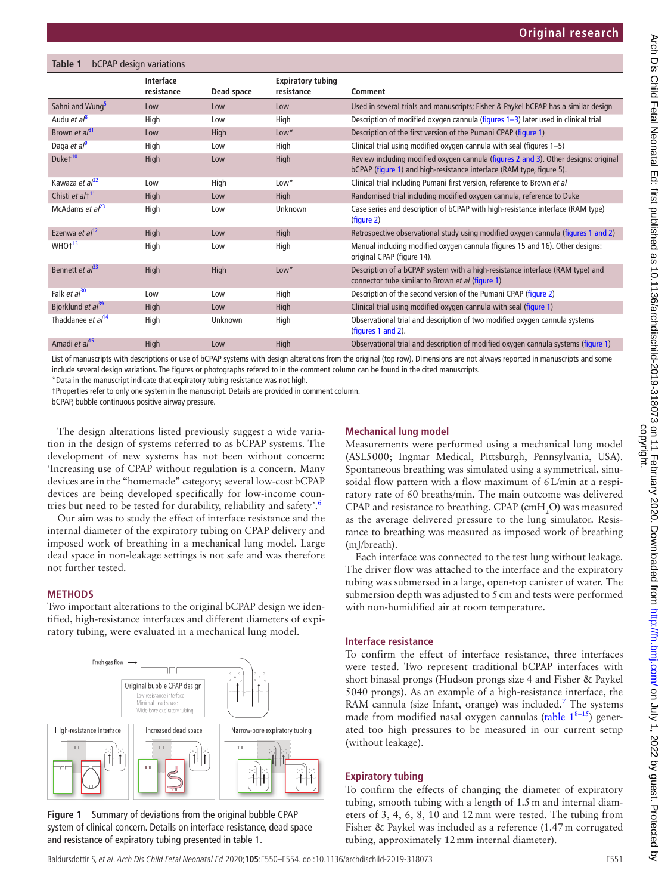**Table 1** bCPAP design variations

| | Interface resistance | Dead space | Expiratory tubing resistance | Comment |
|---|---|---|---|---|
| Sahni and Wung[5] | Low | Low | Low | Used in several trials and manuscripts; Fisher & Paykel bCPAP has a similar design |
| Audu *et al*[8] | High | Low | High | Description of modified oxygen cannula (figures 1–3) later used in clinical trial |
| Brown *et al*[31] | Low | High | Low* | Description of the first version of the Pumani CPAP (figure 1) |
| Daga *et al*[9] | High | Low | High | Clinical trial using modified oxygen cannula with seal (figures 1–5) |
| Duke†[10] | High | Low | High | Review including modified oxygen cannula (figures 2 and 3). Other designs: original bCPAP (figure 1) and high-resistance interface (RAM type, figure 5). |
| Kawaza *et al*[32] | Low | High | Low* | Clinical trial including Pumani first version, reference to Brown *et al* |
| Chisti *et al*†[11] | High | Low | High | Randomised trial including modified oxygen cannula, reference to Duke |
| McAdams *et al*[23] | High | Low | Unknown | Case series and description of bCPAP with high-resistance interface (RAM type) (figure 2) |
| Ezenwa *et al*[12] | High | Low | High | Retrospective observational study using modified oxygen cannula (figures 1 and 2) |
| WHO†[13] | High | Low | High | Manual including modified oxygen cannula (figures 15 and 16). Other designs: original CPAP (figure 14). |
| Bennett *et al*[33] | High | High | Low* | Description of a bCPAP system with a high-resistance interface (RAM type) and connector tube similar to Brown *et al* (figure 1) |
| Falk *et al*[30] | Low | Low | High | Description of the second version of the Pumani CPAP (figure 2) |
| Bjorklund *et al*[39] | High | Low | High | Clinical trial using modified oxygen cannula with seal (figure 1) |
| Thaddanee *et al*[14] | High | Unknown | High | Observational trial and description of two modified oxygen cannula systems (figures 1 and 2). |
| Amadi *et al*[15] | High | Low | High | Observational trial and description of modified oxygen cannula systems (figure 1) |

List of manuscripts with descriptions or use of bCPAP systems with design alterations from the original (top row). Dimensions are not always reported in manuscripts and some include several design variations. The figures or photographs refered to in the comment column can be found in the cited manuscripts.
*Data in the manuscript indicate that expiratory tubing resistance was not high.
†Properties refer to only one system in the manuscript. Details are provided in comment column.
bCPAP, bubble continuous positive airway pressure.

The design alterations listed previously suggest a wide variation in the design of systems referred to as bCPAP systems. The development of new systems has not been without concern: 'Increasing use of CPAP without regulation is a concern. Many devices are in the "homemade" category; several low-cost bCPAP devices are being developed specifically for low-income countries but need to be tested for durability, reliability and safety'.[6]

Our aim was to study the effect of interface resistance and the internal diameter of the expiratory tubing on CPAP delivery and imposed work of breathing in a mechanical lung model. Large dead space in non-leakage settings is not safe and was therefore not further tested.

## METHODS

Two important alterations to the original bCPAP design we identified, high-resistance interfaces and different diameters of expiratory tubing, were evaluated in a mechanical lung model.

**Figure 1** Summary of deviations from the original bubble CPAP system of clinical concern. Details on interface resistance, dead space and resistance of expiratory tubing presented in table 1.

### Mechanical lung model

Measurements were performed using a mechanical lung model (ASL5000; Ingmar Medical, Pittsburgh, Pennsylvania, USA). Spontaneous breathing was simulated using a symmetrical, sinusoidal flow pattern with a flow maximum of 6 L/min at a respiratory rate of 60 breaths/min. The main outcome was delivered CPAP and resistance to breathing. CPAP (cm$H_2O$) was measured as the average delivered pressure to the lung simulator. Resistance to breathing was measured as imposed work of breathing (mJ/breath).

Each interface was connected to the test lung without leakage. The driver flow was attached to the interface and the expiratory tubing was submersed in a large, open-top canister of water. The submersion depth was adjusted to 5 cm and tests were performed with non-humidified air at room temperature.

### Interface resistance

To confirm the effect of interface resistance, three interfaces were tested. Two represent traditional bCPAP interfaces with short binasal prongs (Hudson prongs size 4 and Fisher & Paykel 5040 prongs). As an example of a high-resistance interface, the RAM cannula (size Infant, orange) was included.[7] The systems made from modified nasal oxygen cannulas (table 1[8–15]) generated too high pressures to be measured in our current setup (without leakage).

### Expiratory tubing

To confirm the effects of changing the diameter of expiratory tubing, smooth tubing with a length of 1.5 m and internal diameters of 3, 4, 6, 8, 10 and 12 mm were tested. The tubing from Fisher & Paykel was included as a reference (1.47 m corrugated tubing, approximately 12 mm internal diameter).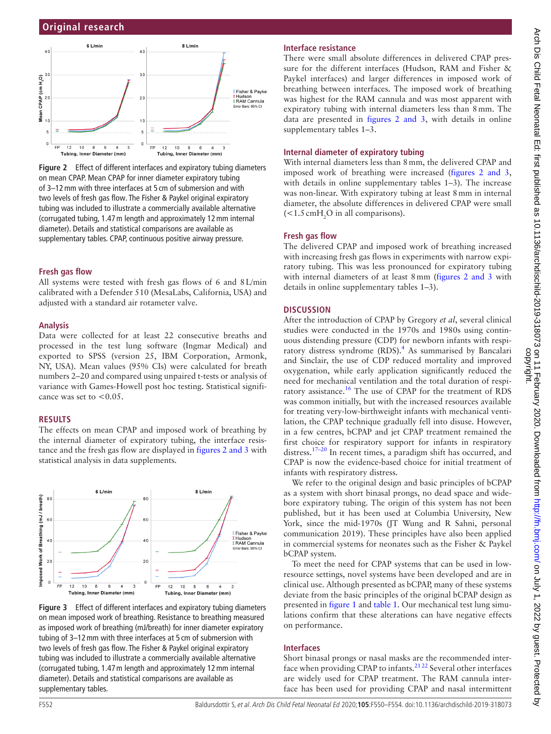Figure 2 Effect of different interfaces and expiratory tubing diameters on mean CPAP. Mean CPAP for inner diameter expiratory tubing of 3–12 mm with three interfaces at 5 cm of submersion and with two levels of fresh gas flow. The Fisher & Paykel original expiratory tubing was included to illustrate a commercially available alternative (corrugated tubing, 1.47 m length and approximately 12 mm internal diameter). Details and statistical comparisons are available as supplementary tables. CPAP, continuous positive airway pressure.

### Fresh gas flow

All systems were tested with fresh gas flows of 6 and 8 L/min calibrated with a Defender 510 (MesaLabs, California, USA) and adjusted with a standard air rotameter valve.

### Analysis

Data were collected for at least 22 consecutive breaths and processed in the test lung software (Ingmar Medical) and exported to SPSS (version 25, IBM Corporation, Armonk, NY, USA). Mean values (95% CIs) were calculated for breath numbers 2–20 and compared using unpaired t-tests or analysis of variance with Games-Howell post hoc testing. Statistical significance was set to <0.05.

## RESULTS

The effects on mean CPAP and imposed work of breathing by the internal diameter of expiratory tubing, the interface resistance and the fresh gas flow are displayed in figures 2 and 3 with statistical analysis in data supplements.

Figure 3 Effect of different interfaces and expiratory tubing diameters on mean imposed work of breathing. Resistance to breathing measured as imposed work of breathing (mJ/breath) for inner diameter expiratory tubing of 3–12 mm with three interfaces at 5 cm of submersion with two levels of fresh gas flow. The Fisher & Paykel original expiratory tubing was included to illustrate a commercially available alternative (corrugated tubing, 1.47 m length and approximately 12 mm internal diameter). Details and statistical comparisons are available as supplementary tables.

### Interface resistance

There were small absolute differences in delivered CPAP pressure for the different interfaces (Hudson, RAM and Fisher & Paykel interfaces) and larger differences in imposed work of breathing between interfaces. The imposed work of breathing was highest for the RAM cannula and was most apparent with expiratory tubing with internal diameters less than 8 mm. The data are presented in figures 2 and 3, with details in online supplementary tables 1–3.

### Internal diameter of expiratory tubing

With internal diameters less than 8 mm, the delivered CPAP and imposed work of breathing were increased (figures 2 and 3, with details in online supplementary tables 1–3). The increase was non-linear. With expiratory tubing at least 8 mm in internal diameter, the absolute differences in delivered CPAP were small (<1.5 $cmH_2O$ in all comparisons).

### Fresh gas flow

The delivered CPAP and imposed work of breathing increased with increasing fresh gas flows in experiments with narrow expiratory tubing. This was less pronounced for expiratory tubing with internal diameters of at least 8 mm (figures 2 and 3 with details in online supplementary tables 1–3).

## DISCUSSION

After the introduction of CPAP by Gregory *et al*, several clinical studies were conducted in the 1970s and 1980s using continuous distending pressure (CDP) for newborn infants with respiratory distress syndrome (RDS).[4] As summarised by Bancalari and Sinclair, the use of CDP reduced mortality and improved oxygenation, while early application significantly reduced the need for mechanical ventilation and the total duration of respiratory assistance.[16] The use of CPAP for the treatment of RDS was common initially, but with the increased resources available for treating very-low-birthweight infants with mechanical ventilation, the CPAP technique gradually fell into disuse. However, in a few centres, bCPAP and jet CPAP treatment remained the first choice for respiratory support for infants in respiratory distress.[17–20] In recent times, a paradigm shift has occurred, and CPAP is now the evidence-based choice for initial treatment of infants with respiratory distress.

We refer to the original design and basic principles of bCPAP as a system with short binasal prongs, no dead space and wide-bore expiratory tubing. The origin of this system has not been published, but it has been used at Columbia University, New York, since the mid-1970s (JT Wung and R Sahni, personal communication 2019). These principles have also been applied in commercial systems for neonates such as the Fisher & Paykel bCPAP system.

To meet the need for CPAP systems that can be used in low-resource settings, novel systems have been developed and are in clinical use. Although presented as bCPAP, many of these systems deviate from the basic principles of the original bCPAP design as presented in figure 1 and table 1. Our mechanical test lung simulations confirm that these alterations can have negative effects on performance.

### Interfaces

Short binasal prongs or nasal masks are the recommended interface when providing CPAP to infants.[21,22] Several other interfaces are widely used for CPAP treatment. The RAM cannula interface has been used for providing CPAP and nasal intermittent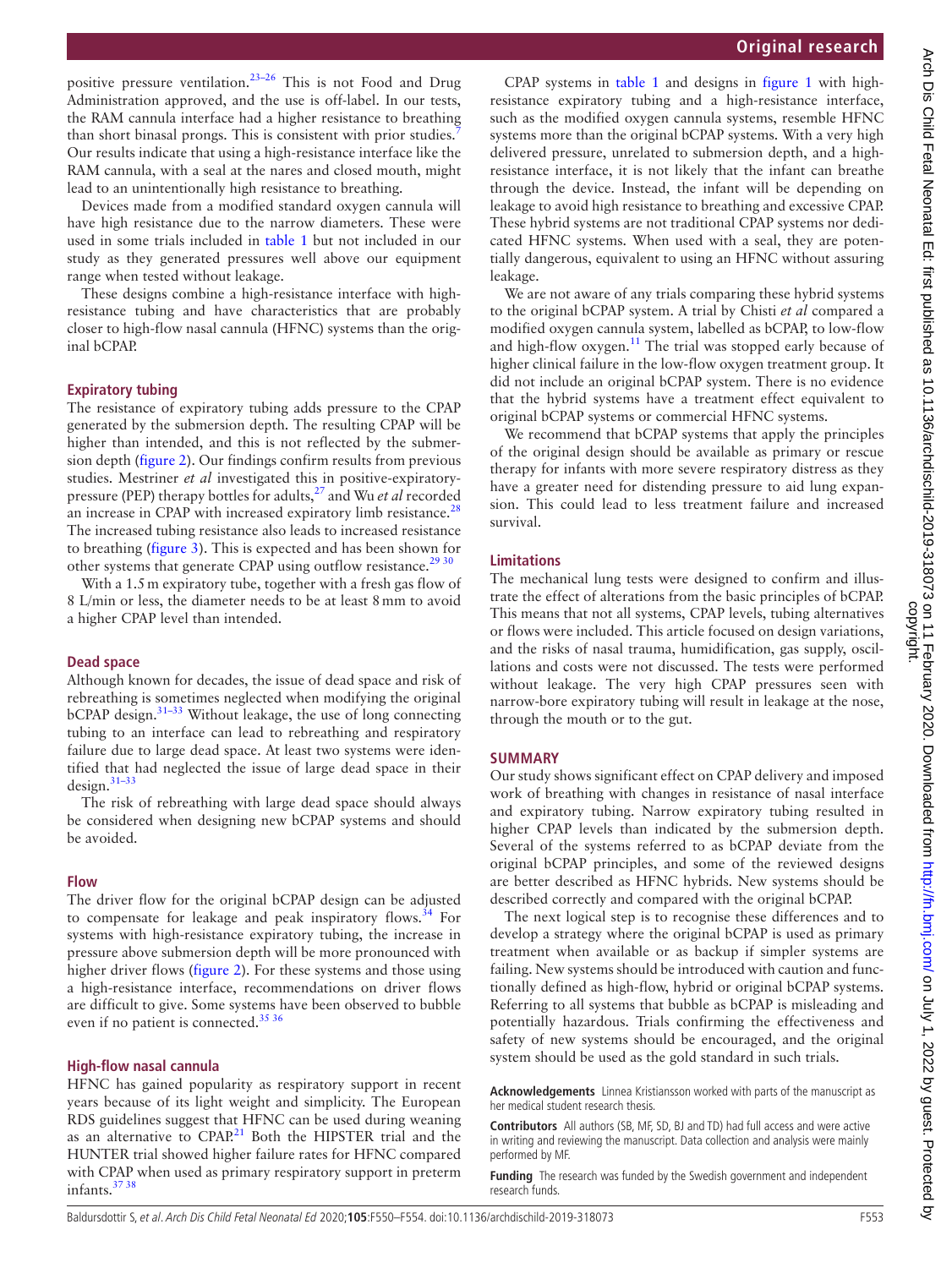positive pressure ventilation.[23–26] This is not Food and Drug Administration approved, and the use is off-label. In our tests, the RAM cannula interface had a higher resistance to breathing than short binasal prongs. This is consistent with prior studies.[7] Our results indicate that using a high-resistance interface like the RAM cannula, with a seal at the nares and closed mouth, might lead to an unintentionally high resistance to breathing.

Devices made from a modified standard oxygen cannula will have high resistance due to the narrow diameters. These were used in some trials included in table 1 but not included in our study as they generated pressures well above our equipment range when tested without leakage.

These designs combine a high-resistance interface with high-resistance tubing and have characteristics that are probably closer to high-flow nasal cannula (HFNC) systems than the original bCPAP.

### Expiratory tubing

The resistance of expiratory tubing adds pressure to the CPAP generated by the submersion depth. The resulting CPAP will be higher than intended, and this is not reflected by the submersion depth (figure 2). Our findings confirm results from previous studies. Mestriner *et al* investigated this in positive-expiratory-pressure (PEP) therapy bottles for adults,[27] and Wu *et al* recorded an increase in CPAP with increased expiratory limb resistance.[28] The increased tubing resistance also leads to increased resistance to breathing (figure 3). This is expected and has been shown for other systems that generate CPAP using outflow resistance.[29 30]

With a 1.5 m expiratory tube, together with a fresh gas flow of 8 L/min or less, the diameter needs to be at least 8 mm to avoid a higher CPAP level than intended.

### Dead space

Although known for decades, the issue of dead space and risk of rebreathing is sometimes neglected when modifying the original bCPAP design.[31–33] Without leakage, the use of long connecting tubing to an interface can lead to rebreathing and respiratory failure due to large dead space. At least two systems were identified that had neglected the issue of large dead space in their design.[31–33]

The risk of rebreathing with large dead space should always be considered when designing new bCPAP systems and should be avoided.

### Flow

The driver flow for the original bCPAP design can be adjusted to compensate for leakage and peak inspiratory flows.[34] For systems with high-resistance expiratory tubing, the increase in pressure above submersion depth will be more pronounced with higher driver flows (figure 2). For these systems and those using a high-resistance interface, recommendations on driver flows are difficult to give. Some systems have been observed to bubble even if no patient is connected.[35 36]

### High-flow nasal cannula

HFNC has gained popularity as respiratory support in recent years because of its light weight and simplicity. The European RDS guidelines suggest that HFNC can be used during weaning as an alternative to CPAP.[21] Both the HIPSTER trial and the HUNTER trial showed higher failure rates for HFNC compared with CPAP when used as primary respiratory support in preterm infants.[37 38]

CPAP systems in table 1 and designs in figure 1 with high-resistance expiratory tubing and a high-resistance interface, such as the modified oxygen cannula systems, resemble HFNC systems more than the original bCPAP systems. With a very high delivered pressure, unrelated to submersion depth, and a high-resistance interface, it is not likely that the infant can breathe through the device. Instead, the infant will be depending on leakage to avoid high resistance to breathing and excessive CPAP. These hybrid systems are not traditional CPAP systems nor dedicated HFNC systems. When used with a seal, they are potentially dangerous, equivalent to using an HFNC without assuring leakage.

We are not aware of any trials comparing these hybrid systems to the original bCPAP system. A trial by Chisti *et al* compared a modified oxygen cannula system, labelled as bCPAP, to low-flow and high-flow oxygen.[11] The trial was stopped early because of higher clinical failure in the low-flow oxygen treatment group. It did not include an original bCPAP system. There is no evidence that the hybrid systems have a treatment effect equivalent to original bCPAP systems or commercial HFNC systems.

We recommend that bCPAP systems that apply the principles of the original design should be available as primary or rescue therapy for infants with more severe respiratory distress as they have a greater need for distending pressure to aid lung expansion. This could lead to less treatment failure and increased survival.

### Limitations

The mechanical lung tests were designed to confirm and illustrate the effect of alterations from the basic principles of bCPAP. This means that not all systems, CPAP levels, tubing alternatives or flows were included. This article focused on design variations, and the risks of nasal trauma, humidification, gas supply, oscillations and costs were not discussed. The tests were performed without leakage. The very high CPAP pressures seen with narrow-bore expiratory tubing will result in leakage at the nose, through the mouth or to the gut.

## SUMMARY

Our study shows significant effect on CPAP delivery and imposed work of breathing with changes in resistance of nasal interface and expiratory tubing. Narrow expiratory tubing resulted in higher CPAP levels than indicated by the submersion depth. Several of the systems referred to as bCPAP deviate from the original bCPAP principles, and some of the reviewed designs are better described as HFNC hybrids. New systems should be described correctly and compared with the original bCPAP.

The next logical step is to recognise these differences and to develop a strategy where the original bCPAP is used as primary treatment when available or as backup if simpler systems are failing. New systems should be introduced with caution and functionally defined as high-flow, hybrid or original bCPAP systems. Referring to all systems that bubble as bCPAP is misleading and potentially hazardous. Trials confirming the effectiveness and safety of new systems should be encouraged, and the original system should be used as the gold standard in such trials.

**Acknowledgements** Linnea Kristiansson worked with parts of the manuscript as her medical student research thesis.

**Contributors** All authors (SB, MF, SD, BJ and TD) had full access and were active in writing and reviewing the manuscript. Data collection and analysis were mainly performed by MF.

**Funding** The research was funded by the Swedish government and independent research funds.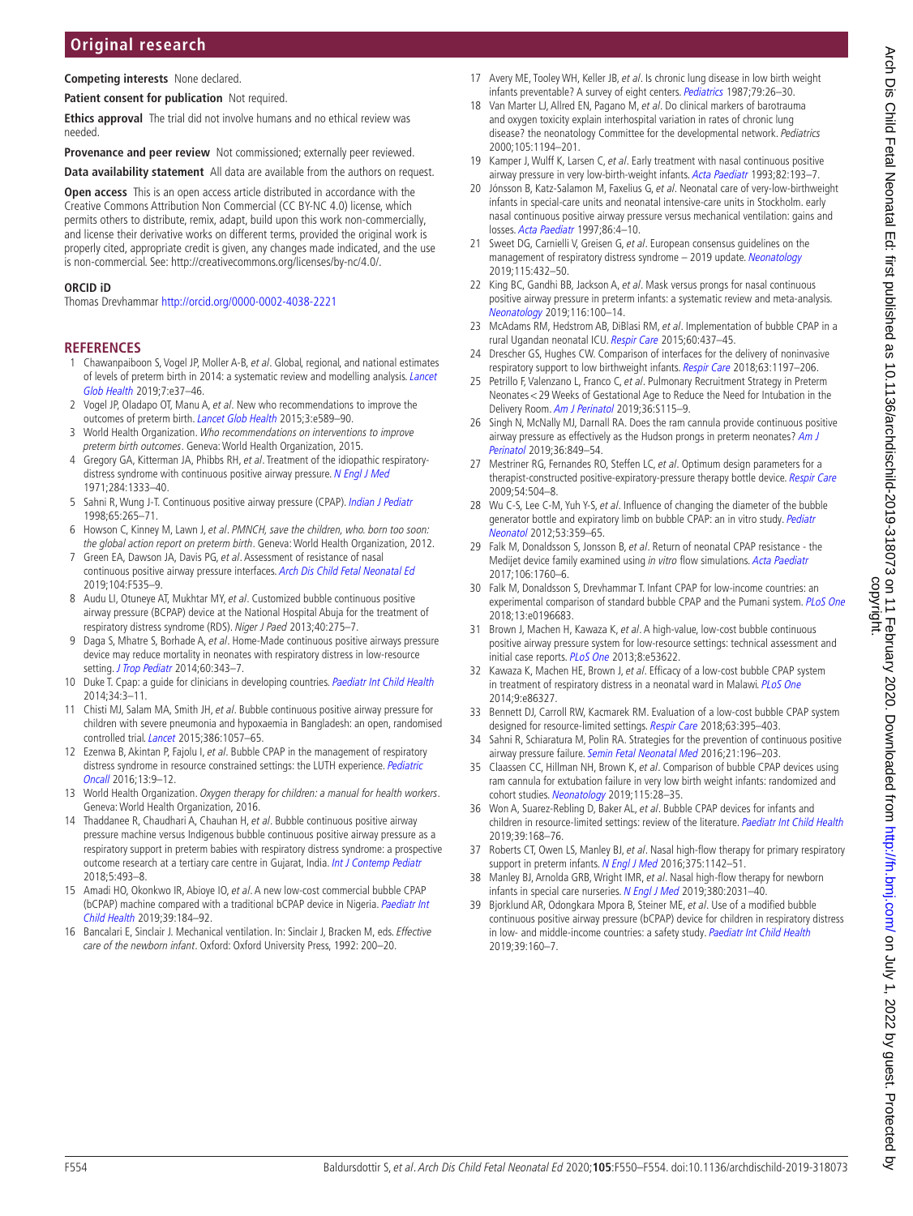**Competing interests** None declared.

**Patient consent for publication** Not required.

**Ethics approval** The trial did not involve humans and no ethical review was needed.

**Provenance and peer review** Not commissioned; externally peer reviewed.

**Data availability statement** All data are available from the authors on request.

**Open access** This is an open access article distributed in accordance with the Creative Commons Attribution Non Commercial (CC BY-NC 4.0) license, which permits others to distribute, remix, adapt, build upon this work non-commercially, and license their derivative works on different terms, provided the original work is properly cited, appropriate credit is given, any changes made indicated, and the use is non-commercial. See: http://creativecommons.org/licenses/by-nc/4.0/.

**ORCID iD**

Thomas Drevhammar http://orcid.org/0000-0002-4038-2221

## REFERENCES

1. Chawanpaiboon S, Vogel JP, Moller A-B, *et al*. Global, regional, and national estimates of levels of preterm birth in 2014: a systematic review and modelling analysis. *Lancet Glob Health* 2019;7:e37–46.
2. Vogel JP, Oladapo OT, Manu A, *et al*. New who recommendations to improve the outcomes of preterm birth. *Lancet Glob Health* 2015;3:e589–90.
3. World Health Organization. *Who recommendations on interventions to improve preterm birth outcomes*. Geneva: World Health Organization, 2015.
4. Gregory GA, Kitterman JA, Phibbs RH, *et al*. Treatment of the idiopathic respiratory-distress syndrome with continuous positive airway pressure. *N Engl J Med* 1971;284:1333–40.
5. Sahni R, Wung J-T. Continuous positive airway pressure (CPAP). *Indian J Pediatr* 1998;65:265–71.
6. Howson C, Kinney M, Lawn J, *et al*. *PMNCH, save the children, who. born too soon: the global action report on preterm birth*. Geneva: World Health Organization, 2012.
7. Green EA, Dawson JA, Davis PG, *et al*. Assessment of resistance of nasal continuous positive airway pressure interfaces. *Arch Dis Child Fetal Neonatal Ed* 2019;104:F535–9.
8. Audu LI, Otuneye AT, Mukhtar MY, *et al*. Customized bubble continuous positive airway pressure (BCPAP) device at the National Hospital Abuja for the treatment of respiratory distress syndrome (RDS). *Niger J Paed* 2013;40:275–7.
9. Daga S, Mhatre S, Borhade A, *et al*. Home-Made continuous positive airways pressure device may reduce mortality in neonates with respiratory distress in low-resource setting. *J Trop Pediatr* 2014;60:343–7.
10. Duke T. Cpap: a guide for clinicians in developing countries. *Paediatr Int Child Health* 2014;34:3–11.
11. Chisti MJ, Salam MA, Smith JH, *et al*. Bubble continuous positive airway pressure for children with severe pneumonia and hypoxaemia in Bangladesh: an open, randomised controlled trial. *Lancet* 2015;386:1057–65.
12. Ezenwa B, Akintan P, Fajolu I, *et al*. Bubble CPAP in the management of respiratory distress syndrome in resource constrained settings: the LUTH experience. *Pediatric Oncall* 2016;13:9–12.
13. World Health Organization. *Oxygen therapy for children: a manual for health workers*. Geneva: World Health Organization, 2016.
14. Thaddanee R, Chaudhari A, Chauhan H, *et al*. Bubble continuous positive airway pressure machine versus Indigenous bubble continuous positive airway pressure as a respiratory support in preterm babies with respiratory distress syndrome: a prospective outcome research at a tertiary care centre in Gujarat, India. *Int J Contemp Pediatr* 2018;5:493–8.
15. Amadi HO, Okonkwo IR, Abioye IO, *et al*. A new low-cost commercial bubble CPAP (bCPAP) machine compared with a traditional bCPAP device in Nigeria. *Paediatr Int Child Health* 2019;39:184–92.
16. Bancalari E, Sinclair J. Mechanical ventilation. In: Sinclair J, Bracken M, eds. *Effective care of the newborn infant*. Oxford: Oxford University Press, 1992: 200–20.
17. Avery ME, Tooley WH, Keller JB, *et al*. Is chronic lung disease in low birth weight infants preventable? A survey of eight centers. *Pediatrics* 1987;79:26–30.
18. Van Marter LJ, Allred EN, Pagano M, *et al*. Do clinical markers of barotrauma and oxygen toxicity explain interhospital variation in rates of chronic lung disease? the neonatology Committee for the developmental network. *Pediatrics* 2000;105:1194–201.
19. Kamper J, Wulff K, Larsen C, *et al*. Early treatment with nasal continuous positive airway pressure in very low-birth-weight infants. *Acta Paediatr* 1993;82:193–7.
20. Jónsson B, Katz-Salamon M, Faxelius G, *et al*. Neonatal care of very-low-birthweight infants in special-care units and neonatal intensive-care units in Stockholm. early nasal continuous positive airway pressure versus mechanical ventilation: gains and losses. *Acta Paediatr* 1997;86:4–10.
21. Sweet DG, Carnielli V, Greisen G, *et al*. European consensus guidelines on the management of respiratory distress syndrome – 2019 update. *Neonatology* 2019;115:432–50.
22. King BC, Gandhi BB, Jackson A, *et al*. Mask versus prongs for nasal continuous positive airway pressure in preterm infants: a systematic review and meta-analysis. *Neonatology* 2019;116:100–14.
23. McAdams RM, Hedstrom AB, DiBlasi RM, *et al*. Implementation of bubble CPAP in a rural Ugandan neonatal ICU. *Respir Care* 2015;60:437–45.
24. Drescher GS, Hughes CW. Comparison of interfaces for the delivery of noninvasive respiratory support to low birthweight infants. *Respir Care* 2018;63:1197–206.
25. Petrillo F, Valenzano L, Franco C, *et al*. Pulmonary Recruitment Strategy in Preterm Neonates < 29 Weeks of Gestational Age to Reduce the Need for Intubation in the Delivery Room. *Am J Perinatol* 2019;36:S115–9.
26. Singh N, McNally MJ, Darnall RA. Does the ram cannula provide continuous positive airway pressure as effectively as the Hudson prongs in preterm neonates? *Am J Perinatol* 2019;36:849–54.
27. Mestriner RG, Fernandes RO, Steffen LC, *et al*. Optimum design parameters for a therapist-constructed positive-expiratory-pressure therapy bottle device. *Respir Care* 2009;54:504–8.
28. Wu C-S, Lee C-M, Yuh Y-S, *et al*. Influence of changing the diameter of the bubble generator bottle and expiratory limb on bubble CPAP: an in vitro study. *Pediatr Neonatol* 2012;53:359–65.
29. Falk M, Donaldsson S, Jonsson B, *et al*. Return of neonatal CPAP resistance - the Medijet device family examined using *in vitro* flow simulations. *Acta Paediatr* 2017;106:1760–6.
30. Falk M, Donaldsson S, Drevhammar T. Infant CPAP for low-income countries: an experimental comparison of standard bubble CPAP and the Pumani system. *PLoS One* 2018;13:e0196683.
31. Brown J, Machen H, Kawaza K, *et al*. A high-value, low-cost bubble continuous positive airway pressure system for low-resource settings: technical assessment and initial case reports. *PLoS One* 2013;8:e53622.
32. Kawaza K, Machen HE, Brown J, *et al*. Efficacy of a low-cost bubble CPAP system in treatment of respiratory distress in a neonatal ward in Malawi. *PLoS One* 2014;9:e86327.
33. Bennett DJ, Carroll RW, Kacmarek RM. Evaluation of a low-cost bubble CPAP system designed for resource-limited settings. *Respir Care* 2018;63:395–403.
34. Sahni R, Schiaratura M, Polin RA. Strategies for the prevention of continuous positive airway pressure failure. *Semin Fetal Neonatal Med* 2016;21:196–203.
35. Claassen CC, Hillman NH, Brown K, *et al*. Comparison of bubble CPAP devices using ram cannula for extubation failure in very low birth weight infants: randomized and cohort studies. *Neonatology* 2019;115:28–35.
36. Won A, Suarez-Rebling D, Baker AL, *et al*. Bubble CPAP devices for infants and children in resource-limited settings: review of the literature. *Paediatr Int Child Health* 2019;39:168–76.
37. Roberts CT, Owen LS, Manley BJ, *et al*. Nasal high-flow therapy for primary respiratory support in preterm infants. *N Engl J Med* 2016;375:1142–51.
38. Manley BJ, Arnolda GRB, Wright IMR, *et al*. Nasal high-flow therapy for newborn infants in special care nurseries. *N Engl J Med* 2019;380:2031–40.
39. Bjorklund AR, Odongkara Mpora B, Steiner ME, *et al*. Use of a modified bubble continuous positive airway pressure (bCPAP) device for children in respiratory distress in low- and middle-income countries: a safety study. *Paediatr Int Child Health* 2019;39:160–7.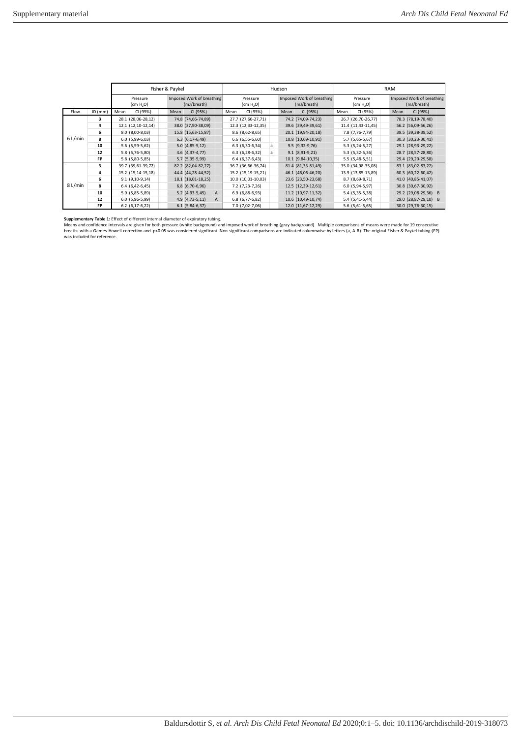| | | Fisher & Paykel | | | | | Hudson | | | | | RAM | | | | |
|---|---|---|---|---|---|---|---|---|---|---|---|---|---|---|---|---|
| | | Pressure ($cm H_2O$) | | Imposed Work of breathing (mJ/breath) | | | Pressure ($cm H_2O$) | | | Imposed Work of breathing (mJ/breath) | | Pressure ($cm H_2O$) | | Imposed Work of breathing (mJ/breath) | | |
| Flow | ID (mm) | Mean | CI (95%) | Mean | CI (95%) | | Mean | CI (95%) | | Mean | CI (95%) | Mean | CI (95%) | Mean | CI (95%) | |
| 6 L/min | **3** | 28.1 | (28,06-28,12) | 74.8 | (74,66-74,89) | | 27.7 | (27,66-27,71) | | 74.2 | (74,09-74,23) | 26.7 | (26,70-26,77) | 78.3 | (78,19-78,40) | |
| | **4** | 12.1 | (12,10-12,14) | 38.0 | (37,90-38,09) | | 12.3 | (12,33-12,35) | | 39.6 | (39,49-39,61) | 11.4 | (11,43-11,45) | 56.2 | (56,09-56,26) | |
| | **6** | 8.0 | (8,00-8,03) | 15.8 | (15,63-15,87) | | 8.6 | (8,62-8,65) | | 20.1 | (19,94-20,18) | 7.8 | (7,76-7,79) | 39.5 | (39,38-39,52) | |
| | **8** | 6.0 | (5,99-6,03) | 6.3 | (6,17-6,49) | | 6.6 | (6,55-6,60) | | 10.8 | (10,69-10,91) | 5.7 | (5,65-5,67) | 30.3 | (30,23-30,41) | |
| | **10** | 5.6 | (5,59-5,62) | 5.0 | (4,85-5,12) | | 6.3 | (6,30-6,34) | a | 9.5 | (9,32-9,76) | 5.3 | (5,24-5,27) | 29.1 | (28,93-29,22) | |
| | **12** | 5.8 | (5,76-5,80) | 4.6 | (4,37-4,77) | | 6.3 | (6,28-6,32) | a | 9.1 | (8,91-9,21) | 5.3 | (5,32-5,36) | 28.7 | (28,57-28,80) | |
| | **FP** | 5.8 | (5,80-5,85) | 5.7 | (5,35-5,99) | | 6.4 | (6,37-6,43) | | 10.1 | (9,84-10,35) | 5.5 | (5,48-5,51) | 29.4 | (29,29-29,58) | |
| 8 L/min | **3** | 39.7 | (39,61-39,72) | 82.2 | (82,04-82,27) | | 36.7 | (36,66-36,74) | | 81.4 | (81,33-81,49) | 35.0 | (34,98-35,08) | 83.1 | (83,02-83,22) | |
| | **4** | 15.2 | (15,14-15,18) | 44.4 | (44,28-44,52) | | 15.2 | (15,19-15,21) | | 46.1 | (46,06-46,20) | 13.9 | (13,85-13,89) | 60.3 | (60,22-60,42) | |
| | **6** | 9.1 | (9,10-9,14) | 18.1 | (18,01-18,25) | | 10.0 | (10,01-10,03) | | 23.6 | (23,50-23,68) | 8.7 | (8,69-8,71) | 41.0 | (40,85-41,07) | |
| | **8** | 6.4 | (6,42-6,45) | 6.8 | (6,70-6,96) | | 7.2 | (7,23-7,26) | | 12.5 | (12,39-12,61) | 6.0 | (5,94-5,97) | 30.8 | (30,67-30,92) | |
| | **10** | 5.9 | (5,85-5,89) | 5.2 | (4,93-5,45) | A | 6.9 | (6,88-6,93) | | 11.2 | (10,97-11,32) | 5.4 | (5,35-5,38) | 29.2 | (29,08-29,36) | B |
| | **12** | 6.0 | (5,96-5,99) | 4.9 | (4,73-5,11) | A | 6.8 | (6,77-6,82) | | 10.6 | (10,49-10,74) | 5.4 | (5,41-5,44) | 29.0 | (28,87-29,10) | B |
| | **FP** | 6.2 | (6,17-6,22) | 6.1 | (5,84-6,37) | | 7.0 | (7,02-7,06) | | 12.0 | (11,67-12,29) | 5.6 | (5,61-5,65) | 30.0 | (29,76-30,15) | |

**Supplementary Table 1:** Effect of different internal diameter of expiratory tubing.
Means and confidence intervals are given for both pressure (white background) and imposed work of breathing (gray background). Multiple comparisons of means were made for 19 consecutive breaths with a Games-Howell correction and $p<0.05$ was considered signficant. Non-significant comparisons are indicated columnwise by letters (a, A-B). The original Fisher & Paykel tubing (FP) was included for reference.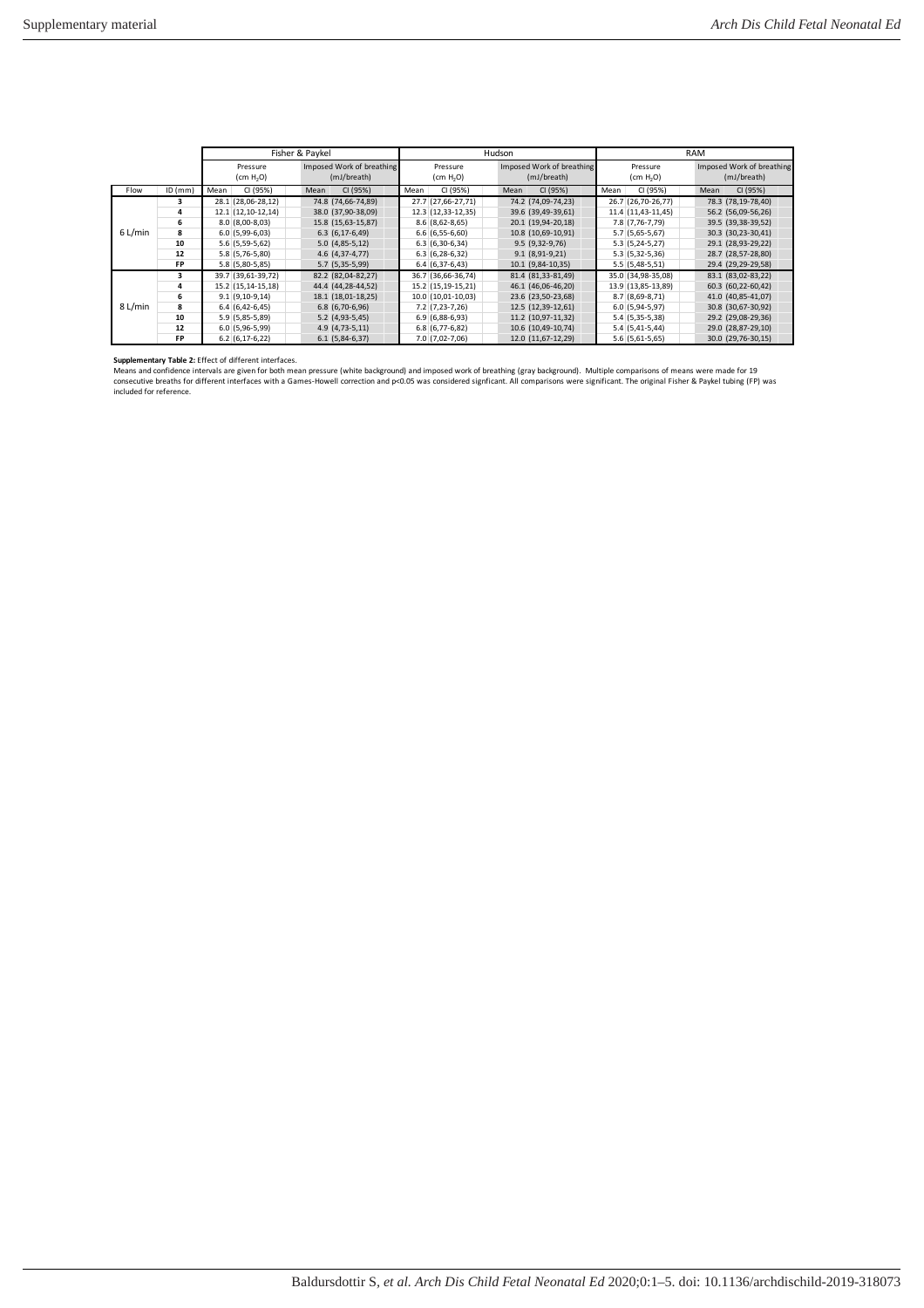| | | Fisher & Paykel | | | | Hudson | | | | RAM | | | |
|---|---|---|---|---|---|---|---|---|---|---|---|---|---|
| | | Pressure ($cm H_2O$) | | Imposed Work of breathing (mJ/breath) | | Pressure ($cm H_2O$) | | Imposed Work of breathing (mJ/breath) | | Pressure ($cm H_2O$) | | Imposed Work of breathing (mJ/breath) | |
| Flow | ID (mm) | Mean | CI (95%) | Mean | CI (95%) | Mean | CI (95%) | Mean | CI (95%) | Mean | CI (95%) | Mean | CI (95%) |
| 6 L/min | **3** | 28.1 | (28,06-28,12) | 74.8 | (74,66-74,89) | 27.7 | (27,66-27,71) | 74.2 | (74,09-74,23) | 26.7 | (26,70-26,77) | 78.3 | (78,19-78,40) |
| | **4** | 12.1 | (12,10-12,14) | 38.0 | (37,90-38,09) | 12.3 | (12,33-12,35) | 39.6 | (39,49-39,61) | 11.4 | (11,43-11,45) | 56.2 | (56,09-56,26) |
| | **6** | 8.0 | (8,00-8,03) | 15.8 | (15,63-15,87) | 8.6 | (8,62-8,65) | 20.1 | (19,94-20,18) | 7.8 | (7,76-7,79) | 39.5 | (39,38-39,52) |
| | **8** | 6.0 | (5,99-6,03) | 6.3 | (6,17-6,49) | 6.6 | (6,55-6,60) | 10.8 | (10,69-10,91) | 5.7 | (5,65-5,67) | 30.3 | (30,23-30,41) |
| | **10** | 5.6 | (5,59-5,62) | 5.0 | (4,85-5,12) | 6.3 | (6,30-6,34) | 9.5 | (9,32-9,76) | 5.3 | (5,24-5,27) | 29.1 | (28,93-29,22) |
| | **12** | 5.8 | (5,76-5,80) | 4.6 | (4,37-4,77) | 6.3 | (6,28-6,32) | 9.1 | (8,91-9,21) | 5.3 | (5,32-5,36) | 28.7 | (28,57-28,80) |
| | **FP** | 5.8 | (5,80-5,85) | 5.7 | (5,35-5,99) | 6.4 | (6,37-6,43) | 10.1 | (9,84-10,35) | 5.5 | (5,48-5,51) | 29.4 | (29,29-29,58) |
| 8 L/min | **3** | 39.7 | (39,61-39,72) | 82.2 | (82,04-82,27) | 36.7 | (36,66-36,74) | 81.4 | (81,33-81,49) | 35.0 | (34,98-35,08) | 83.1 | (83,02-83,22) |
| | **4** | 15.2 | (15,14-15,18) | 44.4 | (44,28-44,52) | 15.2 | (15,19-15,21) | 46.1 | (46,06-46,20) | 13.9 | (13,85-13,89) | 60.3 | (60,22-60,42) |
| | **6** | 9.1 | (9,10-9,14) | 18.1 | (18,01-18,25) | 10.0 | (10,01-10,03) | 23.6 | (23,50-23,68) | 8.7 | (8,69-8,71) | 41.0 | (40,85-41,07) |
| | **8** | 6.4 | (6,42-6,45) | 6.8 | (6,70-6,96) | 7.2 | (7,23-7,26) | 12.5 | (12,39-12,61) | 6.0 | (5,94-5,97) | 30.8 | (30,67-30,92) |
| | **10** | 5.9 | (5,85-5,89) | 5.2 | (4,93-5,45) | 6.9 | (6,88-6,93) | 11.2 | (10,97-11,32) | 5.4 | (5,35-5,38) | 29.2 | (29,08-29,36) |
| | **12** | 6.0 | (5,96-5,99) | 4.9 | (4,73-5,11) | 6.8 | (6,77-6,82) | 10.6 | (10,49-10,74) | 5.4 | (5,41-5,44) | 29.0 | (28,87-29,10) |
| | **FP** | 6.2 | (6,17-6,22) | 6.1 | (5,84-6,37) | 7.0 | (7,02-7,06) | 12.0 | (11,67-12,29) | 5.6 | (5,61-5,65) | 30.0 | (29,76-30,15) |

**Supplementary Table 2:** Effect of different interfaces.
Means and confidence intervals are given for both mean pressure (white background) and imposed work of breathing (gray background). Multiple comparisons of means were made for 19 consecutive breaths for different interfaces with a Games-Howell correction and p<0.05 was considered signficant. All comparisons were significant. The original Fisher & Paykel tubing (FP) was included for reference.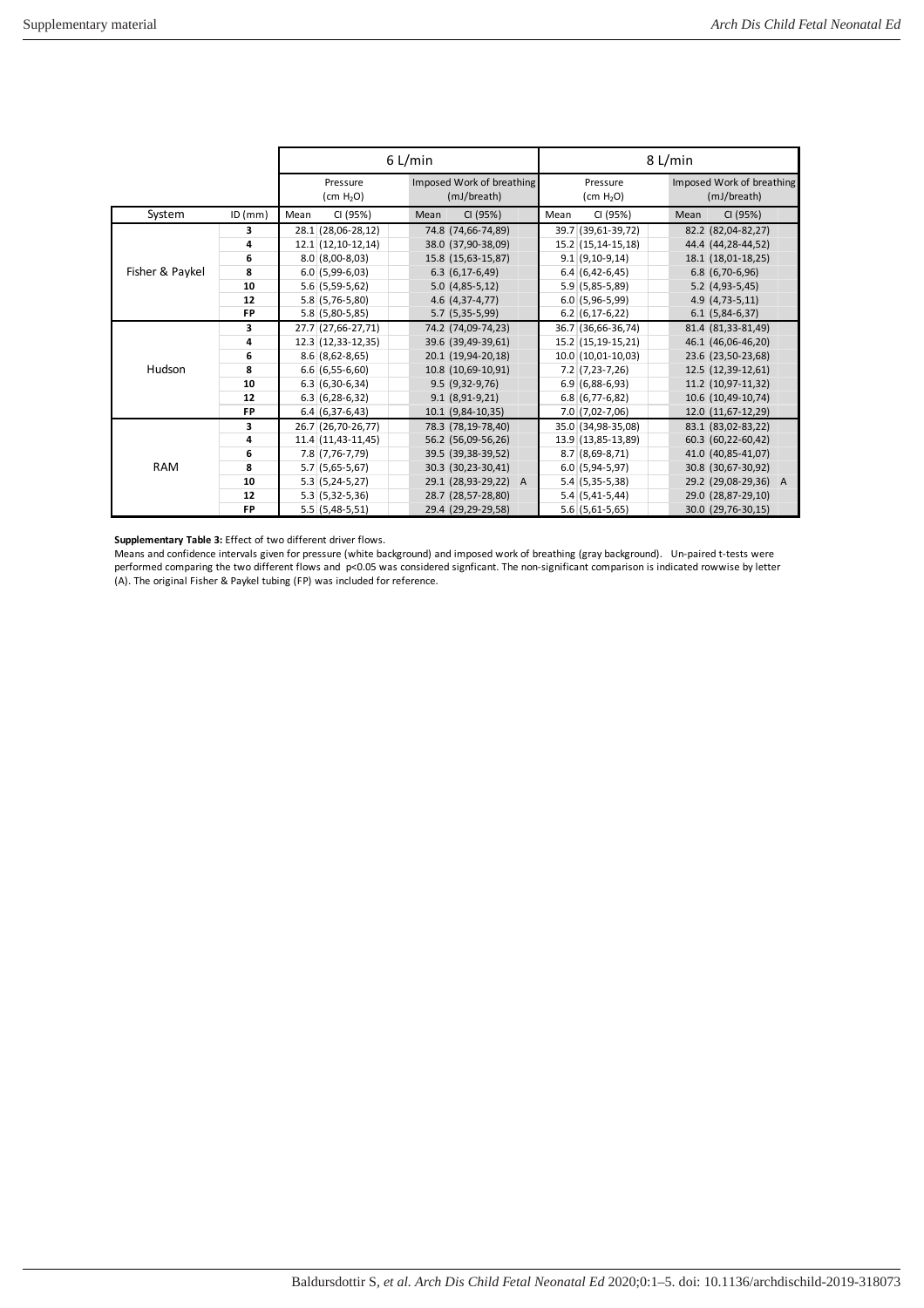| | | 6 L/min | | | | 8 L/min | | | |
|---|---|---|---|---|---|---|---|---|---|
| | | Pressure ($cm\ H_2O$) | | Imposed Work of breathing (mJ/breath) | | Pressure ($cm\ H_2O$) | | Imposed Work of breathing (mJ/breath) | |
| System | ID (mm) | Mean | CI (95%) | Mean | CI (95%) | Mean | CI (95%) | Mean | CI (95%) |
| Fisher & Paykel | 3 | 28.1 | (28,06-28,12) | 74.8 | (74,66-74,89) | 39.7 | (39,61-39,72) | 82.2 | (82,04-82,27) |
| | 4 | 12.1 | (12,10-12,14) | 38.0 | (37,90-38,09) | 15.2 | (15,14-15,18) | 44.4 | (44,28-44,52) |
| | 6 | 8.0 | (8,00-8,03) | 15.8 | (15,63-15,87) | 9.1 | (9,10-9,14) | 18.1 | (18,01-18,25) |
| | 8 | 6.0 | (5,99-6,03) | 6.3 | (6,17-6,49) | 6.4 | (6,42-6,45) | 6.8 | (6,70-6,96) |
| | 10 | 5.6 | (5,59-5,62) | 5.0 | (4,85-5,12) | 5.9 | (5,85-5,89) | 5.2 | (4,93-5,45) |
| | 12 | 5.8 | (5,76-5,80) | 4.6 | (4,37-4,77) | 6.0 | (5,96-5,99) | 4.9 | (4,73-5,11) |
| | FP | 5.8 | (5,80-5,85) | 5.7 | (5,35-5,99) | 6.2 | (6,17-6,22) | 6.1 | (5,84-6,37) |
| Hudson | 3 | 27.7 | (27,66-27,71) | 74.2 | (74,09-74,23) | 36.7 | (36,66-36,74) | 81.4 | (81,33-81,49) |
| | 4 | 12.3 | (12,33-12,35) | 39.6 | (39,49-39,61) | 15.2 | (15,19-15,21) | 46.1 | (46,06-46,20) |
| | 6 | 8.6 | (8,62-8,65) | 20.1 | (19,94-20,18) | 10.0 | (10,01-10,03) | 23.6 | (23,50-23,68) |
| | 8 | 6.6 | (6,55-6,60) | 10.8 | (10,69-10,91) | 7.2 | (7,23-7,26) | 12.5 | (12,39-12,61) |
| | 10 | 6.3 | (6,30-6,34) | 9.5 | (9,32-9,76) | 6.9 | (6,88-6,93) | 11.2 | (10,97-11,32) |
| | 12 | 6.3 | (6,28-6,32) | 9.1 | (8,91-9,21) | 6.8 | (6,77-6,82) | 10.6 | (10,49-10,74) |
| | FP | 6.4 | (6,37-6,43) | 10.1 | (9,84-10,35) | 7.0 | (7,02-7,06) | 12.0 | (11,67-12,29) |
| RAM | 3 | 26.7 | (26,70-26,77) | 78.3 | (78,19-78,40) | 35.0 | (34,98-35,08) | 83.1 | (83,02-83,22) |
| | 4 | 11.4 | (11,43-11,45) | 56.2 | (56,09-56,26) | 13.9 | (13,85-13,89) | 60.3 | (60,22-60,42) |
| | 6 | 7.8 | (7,76-7,79) | 39.5 | (39,38-39,52) | 8.7 | (8,69-8,71) | 41.0 | (40,85-41,07) |
| | 8 | 5.7 | (5,65-5,67) | 30.3 | (30,23-30,41) | 6.0 | (5,94-5,97) | 30.8 | (30,67-30,92) |
| | 10 | 5.3 | (5,24-5,27) | 29.1 | (28,93-29,22) A | 5.4 | (5,35-5,38) | 29.2 | (29,08-29,36) A |
| | 12 | 5.3 | (5,32-5,36) | 28.7 | (28,57-28,80) | 5.4 | (5,41-5,44) | 29.0 | (28,87-29,10) |
| | FP | 5.5 | (5,48-5,51) | 29.4 | (29,29-29,58) | 5.6 | (5,61-5,65) | 30.0 | (29,76-30,15) |

**Supplementary Table 3:** Effect of two different driver flows.
Means and confidence intervals given for pressure (white background) and imposed work of breathing (gray background). Un-paired t-tests were performed comparing the two different flows and $p<0.05$ was considered signficant. The non-significant comparison is indicated rowwise by letter (A). The original Fisher & Paykel tubing (FP) was included for reference.